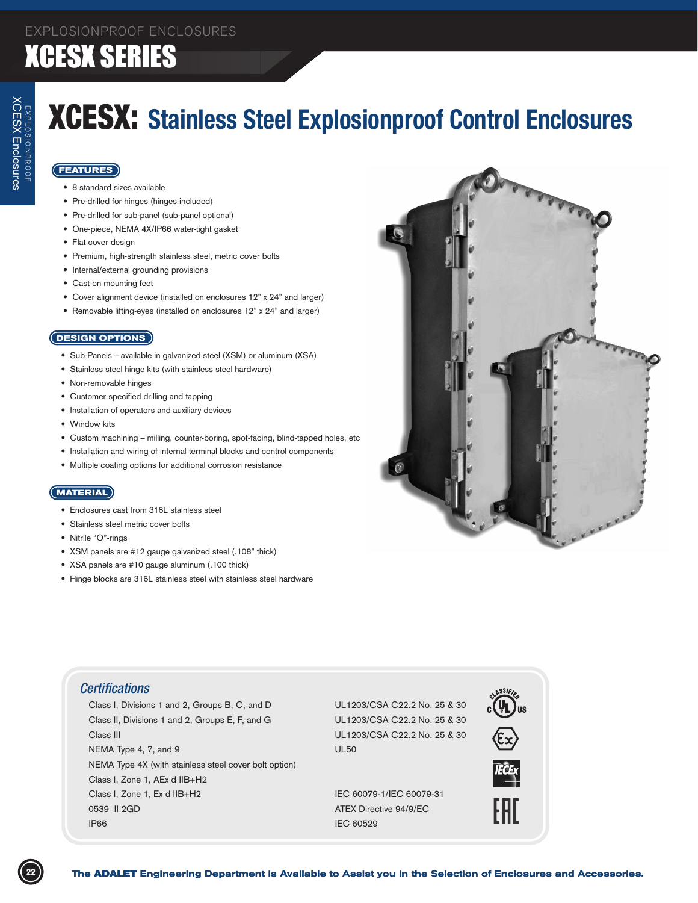# XCESX: Stainless Steel Explosionproof Control Enclosures

## FEATURES

- 8 standard sizes available
- Pre-drilled for hinges (hinges included)
- Pre-drilled for sub-panel (sub-panel optional)
- One-piece, NEMA 4X/IP66 water-tight gasket
- Flat cover design
- Premium, high-strength stainless steel, metric cover bolts
- Internal/external grounding provisions
- Cast-on mounting feet
- Cover alignment device (installed on enclosures 12" x 24" and larger)
- Removable lifting-eyes (installed on enclosures 12" x 24" and larger)

## DESIGN OPTIONS

- Sub-Panels – available in galvanized steel (XSM) or aluminum (XSA)
- Stainless steel hinge kits (with stainless steel hardware)
- Non-removable hinges
- Customer specified drilling and tapping
- Installation of operators and auxiliary devices
- Window kits
- Custom machining – milling, counter-boring, spot-facing, blind-tapped holes, etc
- Installation and wiring of internal terminal blocks and control components
- Multiple coating options for additional corrosion resistance

## MATERIAL

- Enclosures cast from 316L stainless steel
- Stainless steel metric cover bolts
- Nitrile "O"-rings
- XSM panels are #12 gauge galvanized steel (.108" thick)
- XSA panels are #10 gauge aluminum (.100 thick)
- Hinge blocks are 316L stainless steel with stainless steel hardware

## Certifications

| | |
|---|---|
| Class I, Divisions 1 and 2, Groups B, C, and D | UL1203/CSA C22.2 No. 25 & 30 |
| Class II, Divisions 1 and 2, Groups E, F, and G | UL1203/CSA C22.2 No. 25 & 30 |
| Class III | UL1203/CSA C22.2 No. 25 & 30 |
| NEMA Type 4, 7, and 9 | UL50 |
| NEMA Type 4X (with stainless steel cover bolt option) | |
| Class I, Zone 1, AEx d IIB+H2 | |
| Class I, Zone 1, Ex d IIB+H2 | IEC 60079-1/IEC 60079-31 |
| 0539 II 2GD | ATEX Directive 94/9/EC |
| IP66 | IEC 60529 |

The **ADALET** Engineering Department is Available to Assist you in the Selection of Enclosures and Accessories.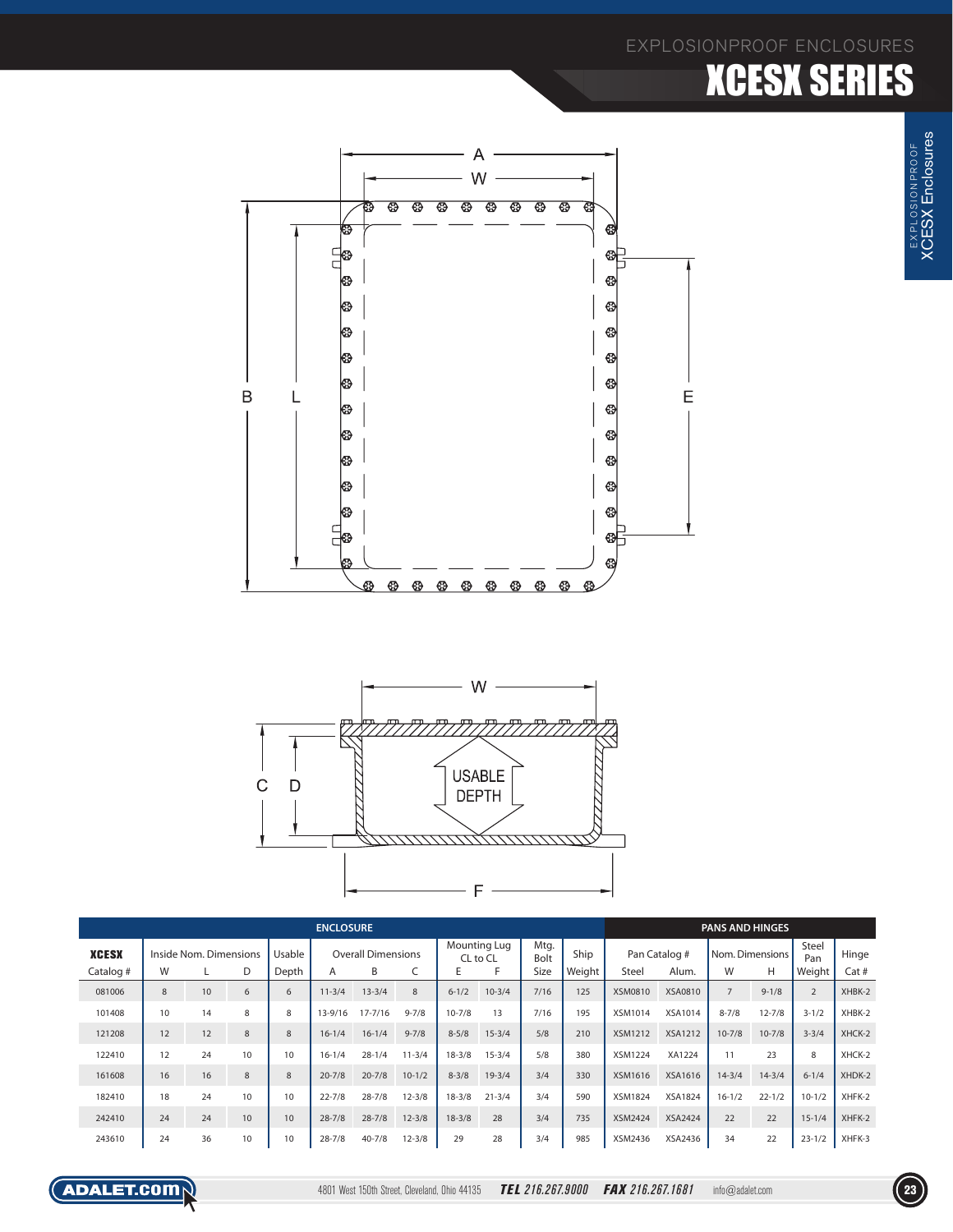# EXPLOSIONPROOF ENCLOSURES

## XCESX SERIES

| XCESX | ENCLOSURE | | | | | | | | | | | PANS AND HINGES | | | | | |
|---|---|---|---|---|---|---|---|---|---|---|---|---|---|---|---|---|---|
| | Inside Nom. Dimensions | | | Usable | Overall Dimensions | | | Mounting Lug CL to CL | | Mtg. Bolt | Ship | Pan Catalog # | | Nom. Dimensions | | Steel Pan | Hinge |
| Catalog # | W | L | D | Depth | A | B | C | E | F | Size | Weight | Steel | Alum. | W | H | Weight | Cat # |
| 081006 | 8 | 10 | 6 | 6 | 11-3/4 | 13-3/4 | 8 | 6-1/2 | 10-3/4 | 7/16 | 125 | XSM0810 | XSA0810 | 7 | 9-1/8 | 2 | XHBK-2 |
| 101408 | 10 | 14 | 8 | 8 | 13-9/16 | 17-7/16 | 9-7/8 | 10-7/8 | 13 | 7/16 | 195 | XSM1014 | XSA1014 | 8-7/8 | 12-7/8 | 3-1/2 | XHBK-2 |
| 121208 | 12 | 12 | 8 | 8 | 16-1/4 | 16-1/4 | 9-7/8 | 8-5/8 | 15-3/4 | 5/8 | 210 | XSM1212 | XSA1212 | 10-7/8 | 10-7/8 | 3-3/4 | XHCK-2 |
| 122410 | 12 | 24 | 10 | 10 | 16-1/4 | 28-1/4 | 11-3/4 | 18-3/8 | 15-3/4 | 5/8 | 380 | XSM1224 | XA1224 | 11 | 23 | 8 | XHCK-2 |
| 161608 | 16 | 16 | 8 | 8 | 20-7/8 | 20-7/8 | 10-1/2 | 8-3/8 | 19-3/4 | 3/4 | 330 | XSM1616 | XSA1616 | 14-3/4 | 14-3/4 | 6-1/4 | XHDK-2 |
| 182410 | 18 | 24 | 10 | 10 | 22-7/8 | 28-7/8 | 12-3/8 | 18-3/8 | 21-3/4 | 3/4 | 590 | XSM1824 | XSA1824 | 16-1/2 | 22-1/2 | 10-1/2 | XHFK-2 |
| 242410 | 24 | 24 | 10 | 10 | 28-7/8 | 28-7/8 | 12-3/8 | 18-3/8 | 28 | 3/4 | 735 | XSM2424 | XSA2424 | 22 | 22 | 15-1/4 | XHFK-2 |
| 243610 | 24 | 36 | 10 | 10 | 28-7/8 | 40-7/8 | 12-3/8 | 29 | 28 | 3/4 | 985 | XSM2436 | XSA2436 | 34 | 22 | 23-1/2 | XHFK-3 |

ADALET.COM 4801 West 150th Street, Cleveland, Ohio 44135 **TEL** 216.267.9000 **FAX** 216.267.1681 info@adalet.com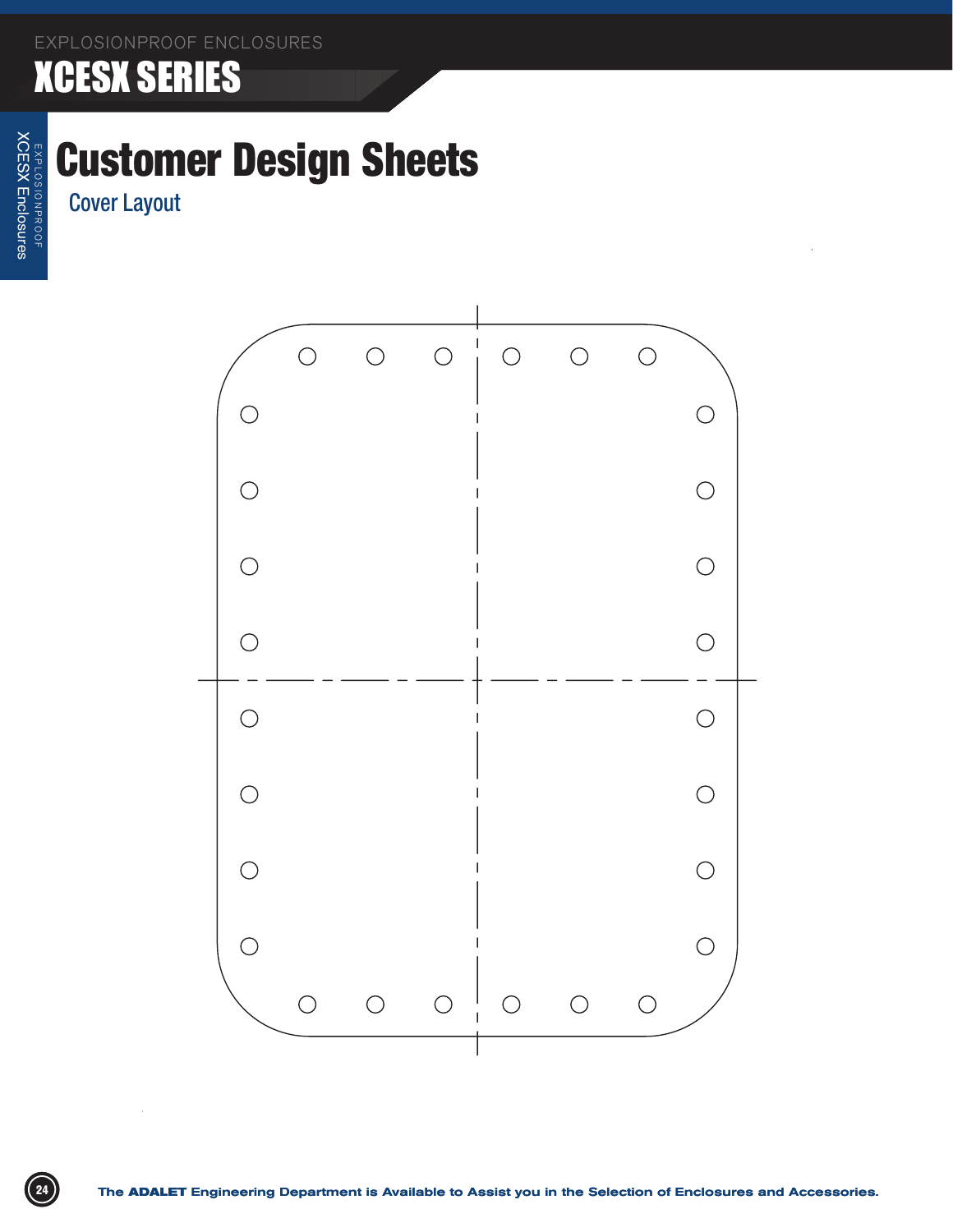# Customer Design Sheets

## Cover Layout

The **ADALET** Engineering Department is Available to Assist you in the Selection of Enclosures and Accessories.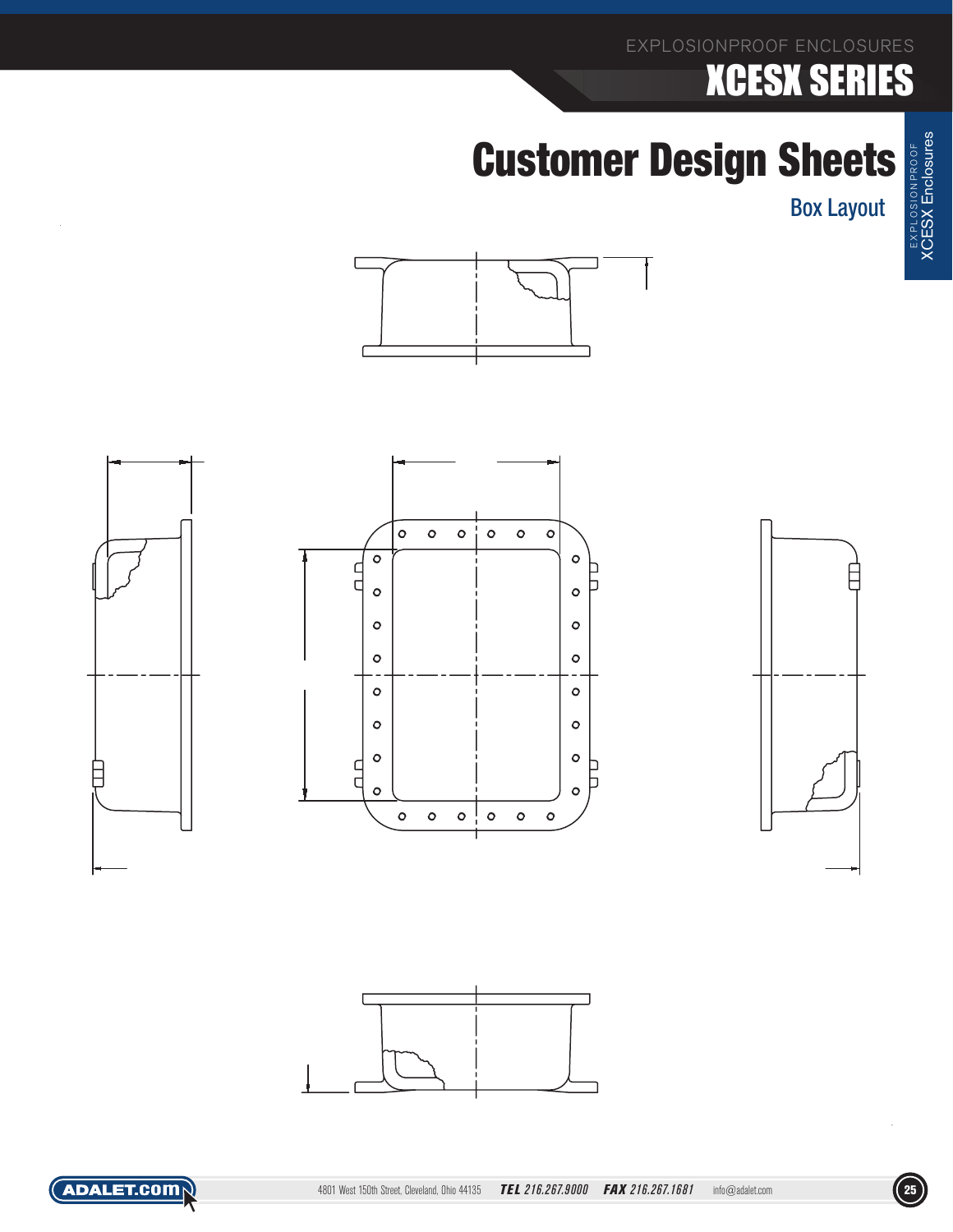# Customer Design Sheets

## Box Layout